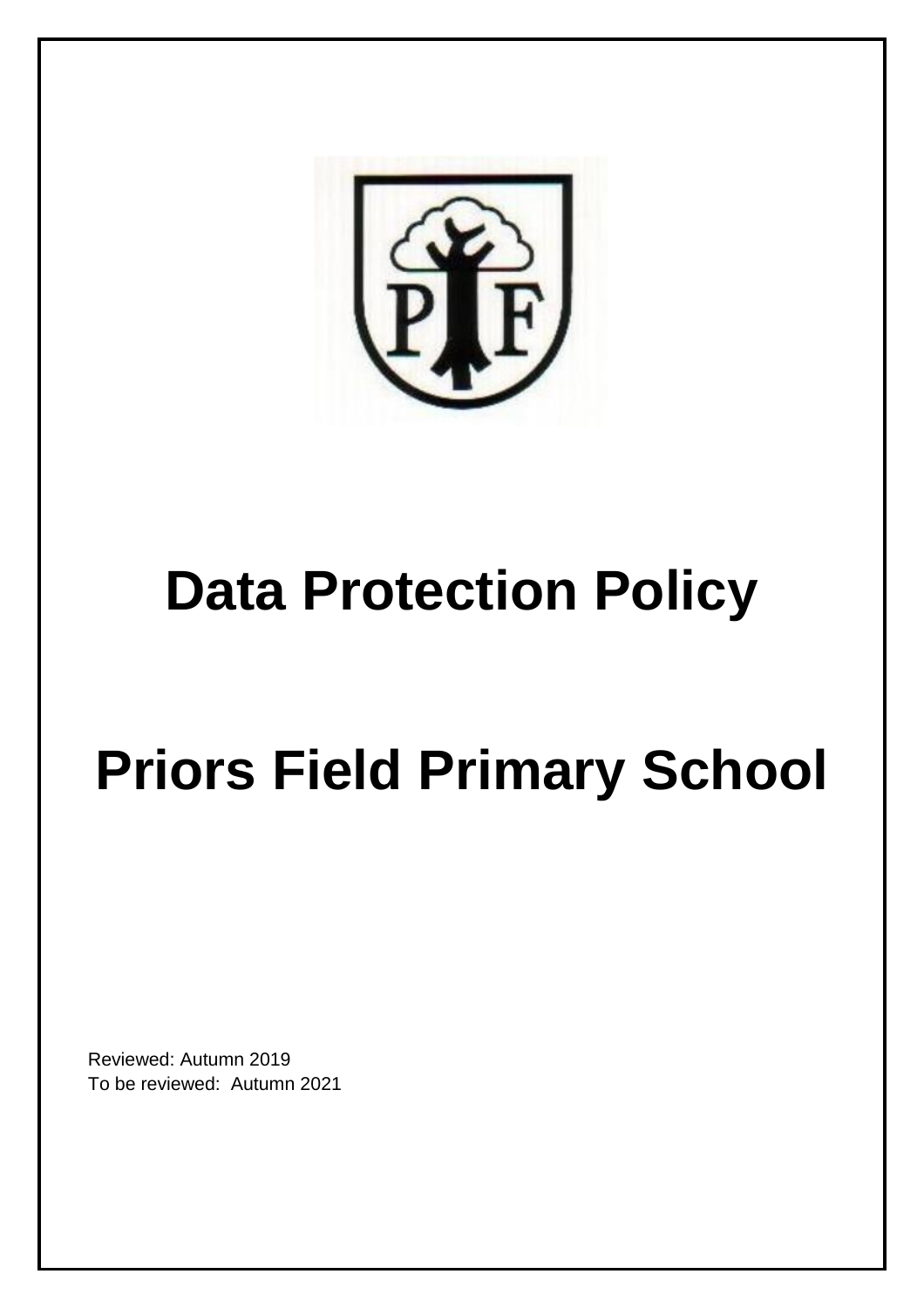# Data Protection Policy

# Priors Field Primary School

Reviewed: Autumn 2019
To be reviewed: Autumn 2021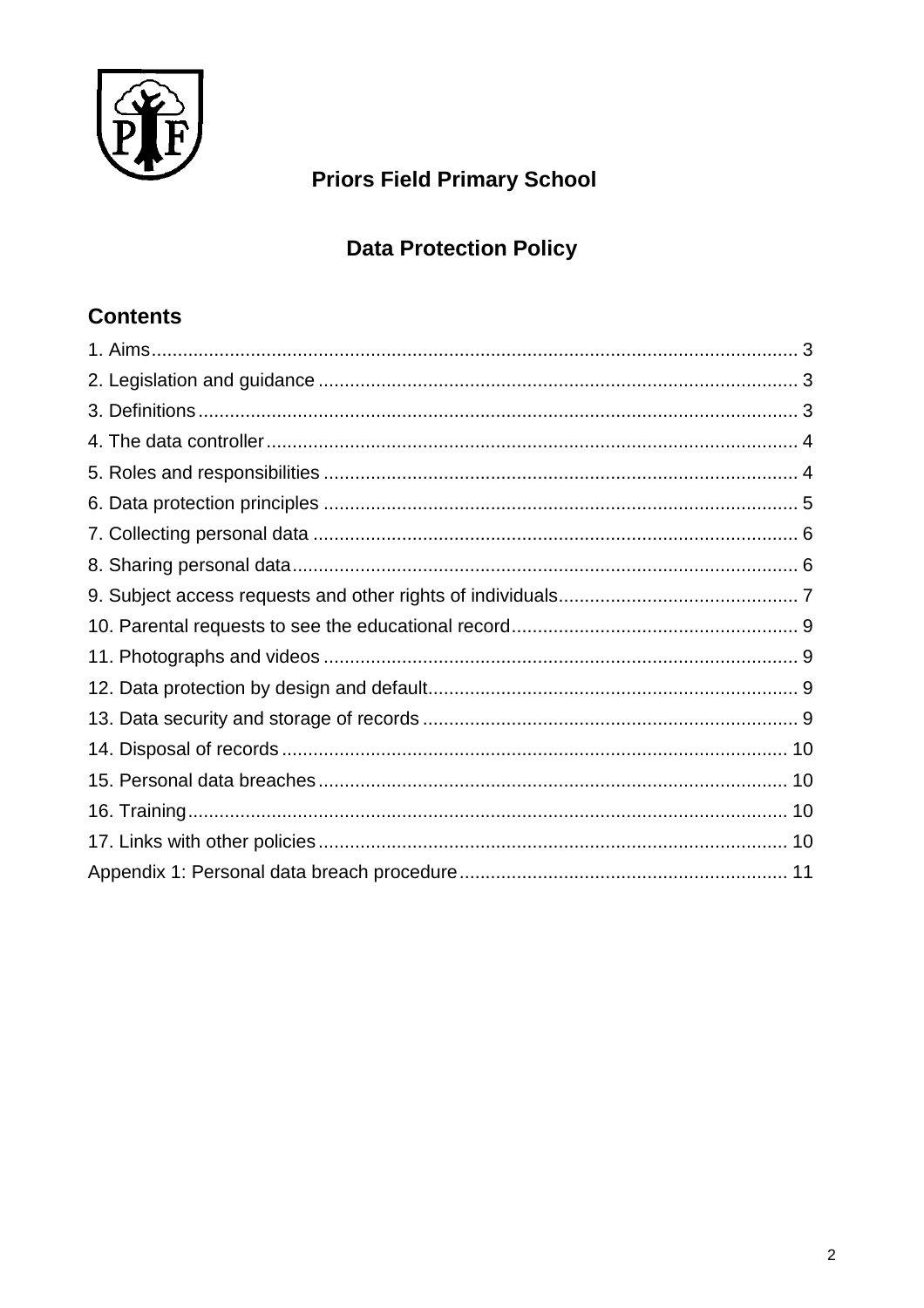# Priors Field Primary School

## Data Protection Policy

### Contents

1. Aims ........ 3
2. Legislation and guidance ........ 3
3. Definitions ........ 3
4. The data controller ........ 4
5. Roles and responsibilities ........ 4
6. Data protection principles ........ 5
7. Collecting personal data ........ 6
8. Sharing personal data ........ 6
9. Subject access requests and other rights of individuals ........ 7
10. Parental requests to see the educational record ........ 9
11. Photographs and videos ........ 9
12. Data protection by design and default ........ 9
13. Data security and storage of records ........ 9
14. Disposal of records ........ 10
15. Personal data breaches ........ 10
16. Training ........ 10
17. Links with other policies ........ 10

Appendix 1: Personal data breach procedure ........ 11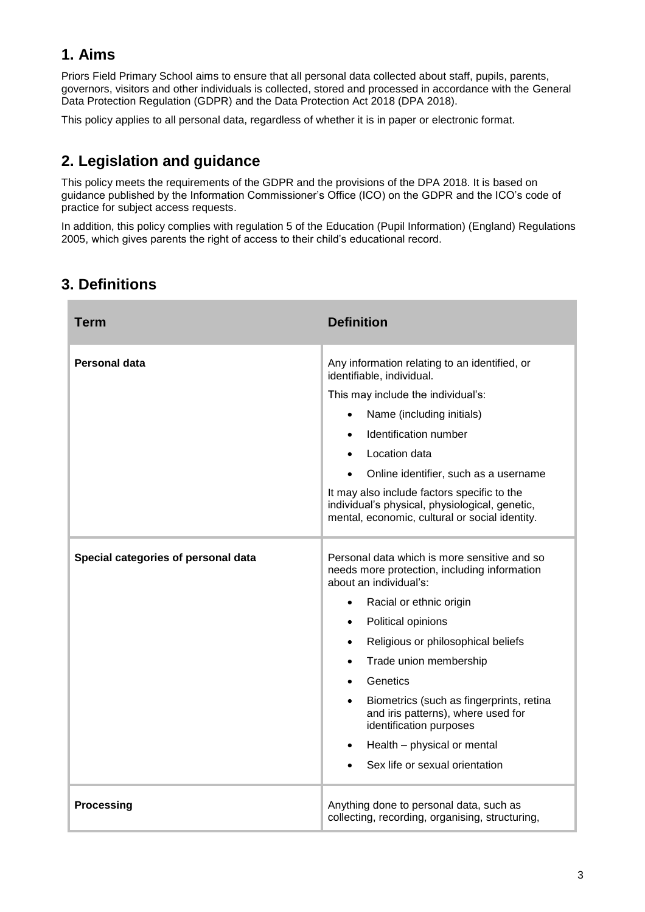## 1. Aims

Priors Field Primary School aims to ensure that all personal data collected about staff, pupils, parents, governors, visitors and other individuals is collected, stored and processed in accordance with the General Data Protection Regulation (GDPR) and the Data Protection Act 2018 (DPA 2018).

This policy applies to all personal data, regardless of whether it is in paper or electronic format.

## 2. Legislation and guidance

This policy meets the requirements of the GDPR and the provisions of the DPA 2018. It is based on guidance published by the Information Commissioner's Office (ICO) on the GDPR and the ICO's code of practice for subject access requests.

In addition, this policy complies with regulation 5 of the Education (Pupil Information) (England) Regulations 2005, which gives parents the right of access to their child's educational record.

## 3. Definitions

| Term | Definition |
| --- | --- |
| **Personal data** | Any information relating to an identified, or identifiable, individual.<br>This may include the individual's:<br>• Name (including initials)<br>• Identification number<br>• Location data<br>• Online identifier, such as a username<br>It may also include factors specific to the individual's physical, physiological, genetic, mental, economic, cultural or social identity. |
| **Special categories of personal data** | Personal data which is more sensitive and so needs more protection, including information about an individual's:<br>• Racial or ethnic origin<br>• Political opinions<br>• Religious or philosophical beliefs<br>• Trade union membership<br>• Genetics<br>• Biometrics (such as fingerprints, retina and iris patterns), where used for identification purposes<br>• Health – physical or mental<br>• Sex life or sexual orientation |
| **Processing** | Anything done to personal data, such as collecting, recording, organising, structuring, |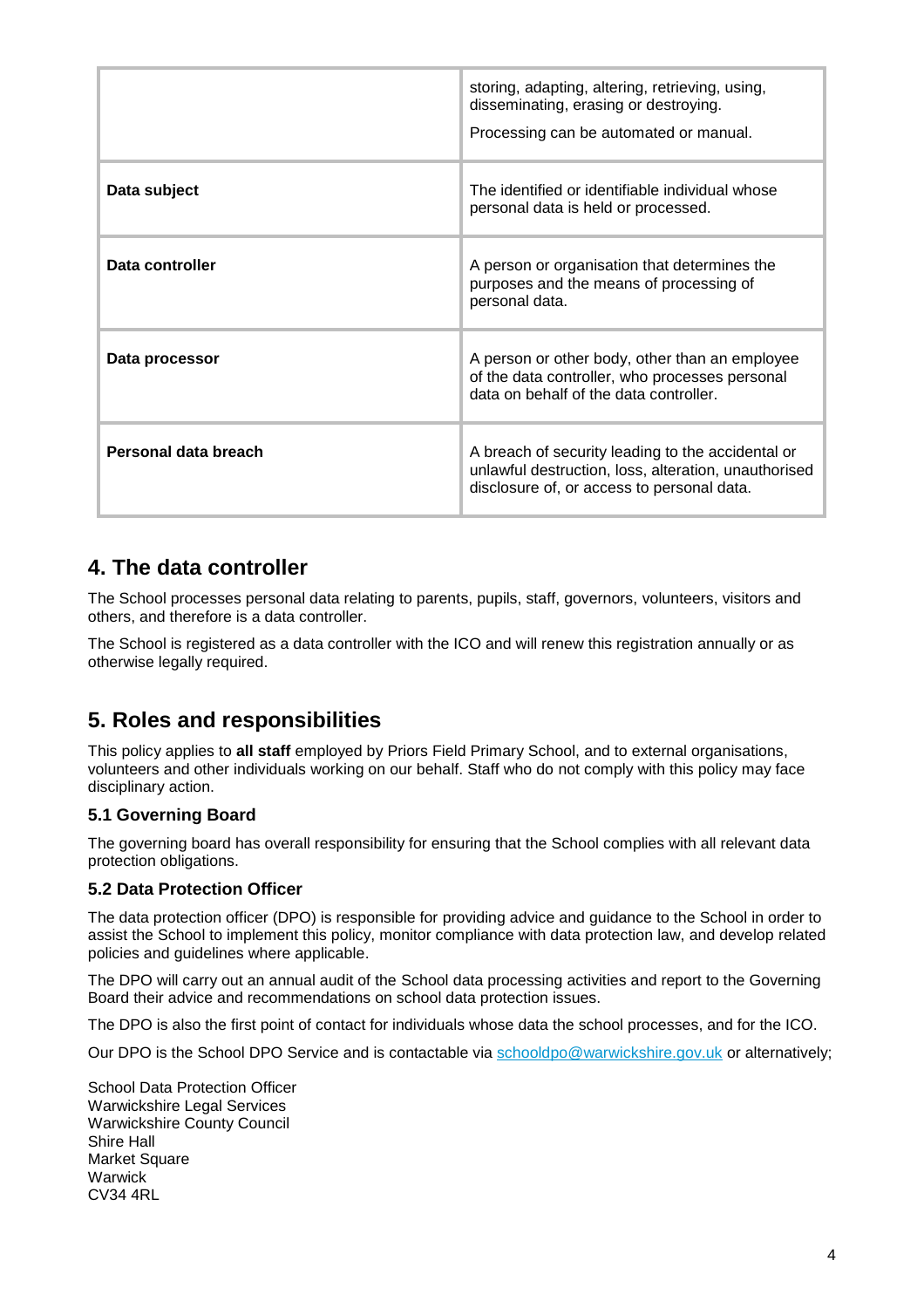| | |
|---|---|
| | storing, adapting, altering, retrieving, using, disseminating, erasing or destroying.<br><br>Processing can be automated or manual. |
| **Data subject** | The identified or identifiable individual whose personal data is held or processed. |
| **Data controller** | A person or organisation that determines the purposes and the means of processing of personal data. |
| **Data processor** | A person or other body, other than an employee of the data controller, who processes personal data on behalf of the data controller. |
| **Personal data breach** | A breach of security leading to the accidental or unlawful destruction, loss, alteration, unauthorised disclosure of, or access to personal data. |

## 4. The data controller

The School processes personal data relating to parents, pupils, staff, governors, volunteers, visitors and others, and therefore is a data controller.

The School is registered as a data controller with the ICO and will renew this registration annually or as otherwise legally required.

## 5. Roles and responsibilities

This policy applies to **all staff** employed by Priors Field Primary School, and to external organisations, volunteers and other individuals working on our behalf. Staff who do not comply with this policy may face disciplinary action.

### 5.1 Governing Board

The governing board has overall responsibility for ensuring that the School complies with all relevant data protection obligations.

### 5.2 Data Protection Officer

The data protection officer (DPO) is responsible for providing advice and guidance to the School in order to assist the School to implement this policy, monitor compliance with data protection law, and develop related policies and guidelines where applicable.

The DPO will carry out an annual audit of the School data processing activities and report to the Governing Board their advice and recommendations on school data protection issues.

The DPO is also the first point of contact for individuals whose data the school processes, and for the ICO.

Our DPO is the School DPO Service and is contactable via schooldpo@warwickshire.gov.uk or alternatively;

School Data Protection Officer
Warwickshire Legal Services
Warwickshire County Council
Shire Hall
Market Square
Warwick
CV34 4RL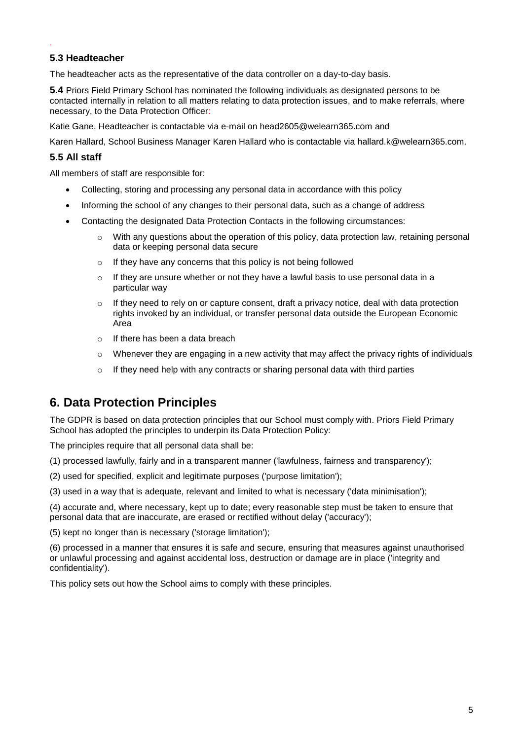### 5.3 Headteacher

The headteacher acts as the representative of the data controller on a day-to-day basis.

**5.4** Priors Field Primary School has nominated the following individuals as designated persons to be contacted internally in relation to all matters relating to data protection issues, and to make referrals, where necessary, to the Data Protection Officer:

Katie Gane, Headteacher is contactable via e-mail on head2605@welearn365.com and

Karen Hallard, School Business Manager Karen Hallard who is contactable via hallard.k@welearn365.com.

### 5.5 All staff

All members of staff are responsible for:

- Collecting, storing and processing any personal data in accordance with this policy
- Informing the school of any changes to their personal data, such as a change of address
- Contacting the designated Data Protection Contacts in the following circumstances:
    - With any questions about the operation of this policy, data protection law, retaining personal data or keeping personal data secure
    - If they have any concerns that this policy is not being followed
    - If they are unsure whether or not they have a lawful basis to use personal data in a particular way
    - If they need to rely on or capture consent, draft a privacy notice, deal with data protection rights invoked by an individual, or transfer personal data outside the European Economic Area
    - If there has been a data breach
    - Whenever they are engaging in a new activity that may affect the privacy rights of individuals
    - If they need help with any contracts or sharing personal data with third parties

## 6. Data Protection Principles

The GDPR is based on data protection principles that our School must comply with. Priors Field Primary School has adopted the principles to underpin its Data Protection Policy:

The principles require that all personal data shall be:

(1) processed lawfully, fairly and in a transparent manner ('lawfulness, fairness and transparency');

(2) used for specified, explicit and legitimate purposes ('purpose limitation');

(3) used in a way that is adequate, relevant and limited to what is necessary ('data minimisation');

(4) accurate and, where necessary, kept up to date; every reasonable step must be taken to ensure that personal data that are inaccurate, are erased or rectified without delay ('accuracy');

(5) kept no longer than is necessary ('storage limitation');

(6) processed in a manner that ensures it is safe and secure, ensuring that measures against unauthorised or unlawful processing and against accidental loss, destruction or damage are in place ('integrity and confidentiality').

This policy sets out how the School aims to comply with these principles.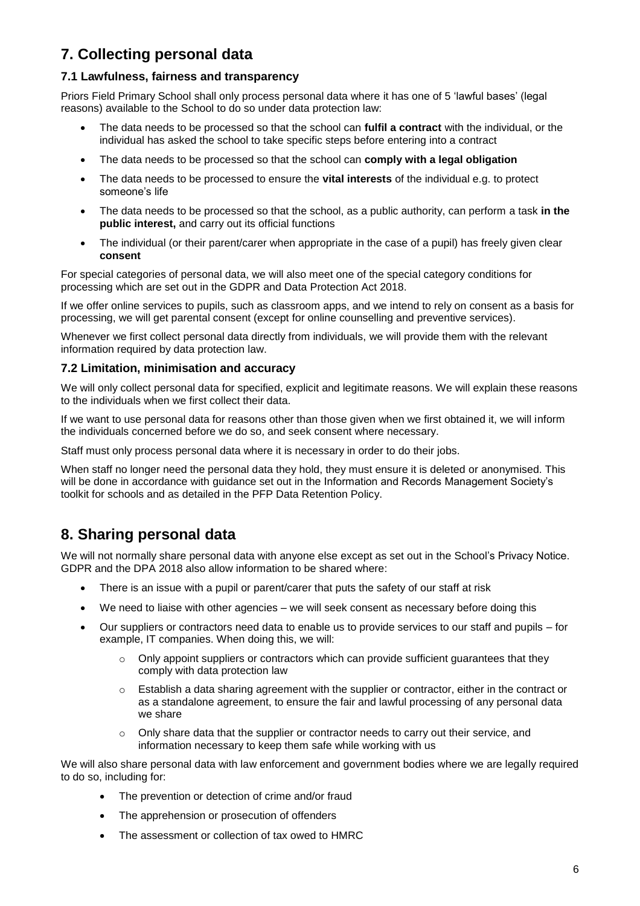# 7. Collecting personal data

## 7.1 Lawfulness, fairness and transparency

Priors Field Primary School shall only process personal data where it has one of 5 'lawful bases' (legal reasons) available to the School to do so under data protection law:

- The data needs to be processed so that the school can **fulfil a contract** with the individual, or the individual has asked the school to take specific steps before entering into a contract
- The data needs to be processed so that the school can **comply with a legal obligation**
- The data needs to be processed to ensure the **vital interests** of the individual e.g. to protect someone's life
- The data needs to be processed so that the school, as a public authority, can perform a task **in the public interest,** and carry out its official functions
- The individual (or their parent/carer when appropriate in the case of a pupil) has freely given clear **consent**

For special categories of personal data, we will also meet one of the special category conditions for processing which are set out in the GDPR and Data Protection Act 2018.

If we offer online services to pupils, such as classroom apps, and we intend to rely on consent as a basis for processing, we will get parental consent (except for online counselling and preventive services).

Whenever we first collect personal data directly from individuals, we will provide them with the relevant information required by data protection law.

## 7.2 Limitation, minimisation and accuracy

We will only collect personal data for specified, explicit and legitimate reasons. We will explain these reasons to the individuals when we first collect their data.

If we want to use personal data for reasons other than those given when we first obtained it, we will inform the individuals concerned before we do so, and seek consent where necessary.

Staff must only process personal data where it is necessary in order to do their jobs.

When staff no longer need the personal data they hold, they must ensure it is deleted or anonymised. This will be done in accordance with guidance set out in the Information and Records Management Society's toolkit for schools and as detailed in the PFP Data Retention Policy.

# 8. Sharing personal data

We will not normally share personal data with anyone else except as set out in the School's Privacy Notice. GDPR and the DPA 2018 also allow information to be shared where:

- There is an issue with a pupil or parent/carer that puts the safety of our staff at risk
- We need to liaise with other agencies – we will seek consent as necessary before doing this
- Our suppliers or contractors need data to enable us to provide services to our staff and pupils – for example, IT companies. When doing this, we will:
  - Only appoint suppliers or contractors which can provide sufficient guarantees that they comply with data protection law
  - Establish a data sharing agreement with the supplier or contractor, either in the contract or as a standalone agreement, to ensure the fair and lawful processing of any personal data we share
  - Only share data that the supplier or contractor needs to carry out their service, and information necessary to keep them safe while working with us

We will also share personal data with law enforcement and government bodies where we are legally required to do so, including for:

- The prevention or detection of crime and/or fraud
- The apprehension or prosecution of offenders
- The assessment or collection of tax owed to HMRC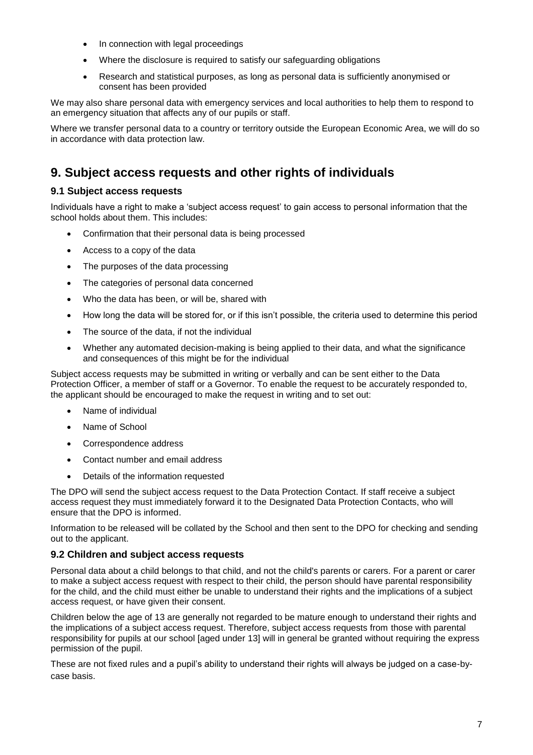- In connection with legal proceedings
- Where the disclosure is required to satisfy our safeguarding obligations
- Research and statistical purposes, as long as personal data is sufficiently anonymised or consent has been provided

We may also share personal data with emergency services and local authorities to help them to respond to an emergency situation that affects any of our pupils or staff.

Where we transfer personal data to a country or territory outside the European Economic Area, we will do so in accordance with data protection law.

# 9. Subject access requests and other rights of individuals

## 9.1 Subject access requests

Individuals have a right to make a 'subject access request' to gain access to personal information that the school holds about them. This includes:

- Confirmation that their personal data is being processed
- Access to a copy of the data
- The purposes of the data processing
- The categories of personal data concerned
- Who the data has been, or will be, shared with
- How long the data will be stored for, or if this isn't possible, the criteria used to determine this period
- The source of the data, if not the individual
- Whether any automated decision-making is being applied to their data, and what the significance and consequences of this might be for the individual

Subject access requests may be submitted in writing or verbally and can be sent either to the Data Protection Officer, a member of staff or a Governor. To enable the request to be accurately responded to, the applicant should be encouraged to make the request in writing and to set out:

- Name of individual
- Name of School
- Correspondence address
- Contact number and email address
- Details of the information requested

The DPO will send the subject access request to the Data Protection Contact. If staff receive a subject access request they must immediately forward it to the Designated Data Protection Contacts, who will ensure that the DPO is informed.

Information to be released will be collated by the School and then sent to the DPO for checking and sending out to the applicant.

## 9.2 Children and subject access requests

Personal data about a child belongs to that child, and not the child's parents or carers. For a parent or carer to make a subject access request with respect to their child, the person should have parental responsibility for the child, and the child must either be unable to understand their rights and the implications of a subject access request, or have given their consent.

Children below the age of 13 are generally not regarded to be mature enough to understand their rights and the implications of a subject access request. Therefore, subject access requests from those with parental responsibility for pupils at our school [aged under 13] will in general be granted without requiring the express permission of the pupil.

These are not fixed rules and a pupil's ability to understand their rights will always be judged on a case-by-case basis.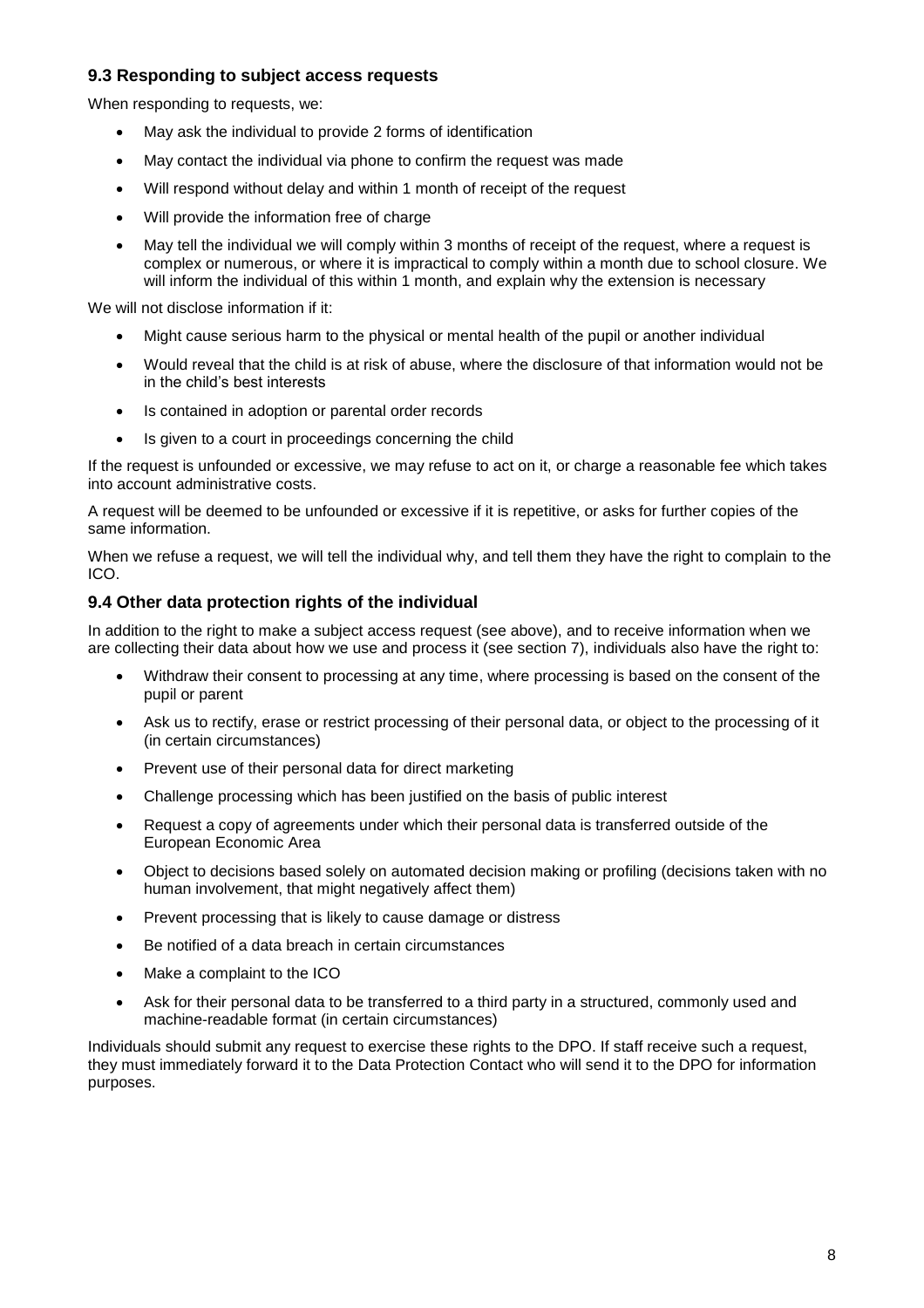### 9.3 Responding to subject access requests

When responding to requests, we:

- May ask the individual to provide 2 forms of identification
- May contact the individual via phone to confirm the request was made
- Will respond without delay and within 1 month of receipt of the request
- Will provide the information free of charge
- May tell the individual we will comply within 3 months of receipt of the request, where a request is complex or numerous, or where it is impractical to comply within a month due to school closure. We will inform the individual of this within 1 month, and explain why the extension is necessary

We will not disclose information if it:

- Might cause serious harm to the physical or mental health of the pupil or another individual
- Would reveal that the child is at risk of abuse, where the disclosure of that information would not be in the child's best interests
- Is contained in adoption or parental order records
- Is given to a court in proceedings concerning the child

If the request is unfounded or excessive, we may refuse to act on it, or charge a reasonable fee which takes into account administrative costs.

A request will be deemed to be unfounded or excessive if it is repetitive, or asks for further copies of the same information.

When we refuse a request, we will tell the individual why, and tell them they have the right to complain to the ICO.

### 9.4 Other data protection rights of the individual

In addition to the right to make a subject access request (see above), and to receive information when we are collecting their data about how we use and process it (see section 7), individuals also have the right to:

- Withdraw their consent to processing at any time, where processing is based on the consent of the pupil or parent
- Ask us to rectify, erase or restrict processing of their personal data, or object to the processing of it (in certain circumstances)
- Prevent use of their personal data for direct marketing
- Challenge processing which has been justified on the basis of public interest
- Request a copy of agreements under which their personal data is transferred outside of the European Economic Area
- Object to decisions based solely on automated decision making or profiling (decisions taken with no human involvement, that might negatively affect them)
- Prevent processing that is likely to cause damage or distress
- Be notified of a data breach in certain circumstances
- Make a complaint to the ICO
- Ask for their personal data to be transferred to a third party in a structured, commonly used and machine-readable format (in certain circumstances)

Individuals should submit any request to exercise these rights to the DPO. If staff receive such a request, they must immediately forward it to the Data Protection Contact who will send it to the DPO for information purposes.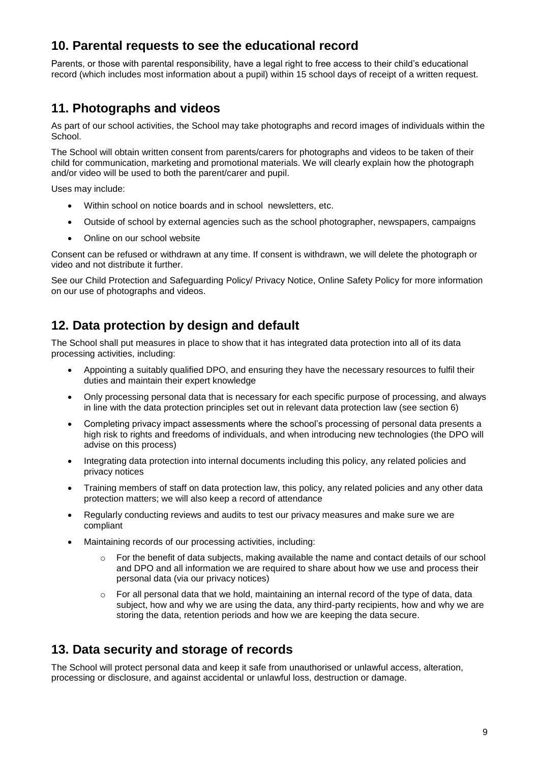## 10. Parental requests to see the educational record

Parents, or those with parental responsibility, have a legal right to free access to their child's educational record (which includes most information about a pupil) within 15 school days of receipt of a written request.

## 11. Photographs and videos

As part of our school activities, the School may take photographs and record images of individuals within the School.

The School will obtain written consent from parents/carers for photographs and videos to be taken of their child for communication, marketing and promotional materials. We will clearly explain how the photograph and/or video will be used to both the parent/carer and pupil.

Uses may include:

- Within school on notice boards and in school newsletters, etc.
- Outside of school by external agencies such as the school photographer, newspapers, campaigns
- Online on our school website

Consent can be refused or withdrawn at any time. If consent is withdrawn, we will delete the photograph or video and not distribute it further.

See our Child Protection and Safeguarding Policy/ Privacy Notice, Online Safety Policy for more information on our use of photographs and videos.

## 12. Data protection by design and default

The School shall put measures in place to show that it has integrated data protection into all of its data processing activities, including:

- Appointing a suitably qualified DPO, and ensuring they have the necessary resources to fulfil their duties and maintain their expert knowledge
- Only processing personal data that is necessary for each specific purpose of processing, and always in line with the data protection principles set out in relevant data protection law (see section 6)
- Completing privacy impact assessments where the school's processing of personal data presents a high risk to rights and freedoms of individuals, and when introducing new technologies (the DPO will advise on this process)
- Integrating data protection into internal documents including this policy, any related policies and privacy notices
- Training members of staff on data protection law, this policy, any related policies and any other data protection matters; we will also keep a record of attendance
- Regularly conducting reviews and audits to test our privacy measures and make sure we are compliant
- Maintaining records of our processing activities, including:
    - For the benefit of data subjects, making available the name and contact details of our school and DPO and all information we are required to share about how we use and process their personal data (via our privacy notices)
    - For all personal data that we hold, maintaining an internal record of the type of data, data subject, how and why we are using the data, any third-party recipients, how and why we are storing the data, retention periods and how we are keeping the data secure.

## 13. Data security and storage of records

The School will protect personal data and keep it safe from unauthorised or unlawful access, alteration, processing or disclosure, and against accidental or unlawful loss, destruction or damage.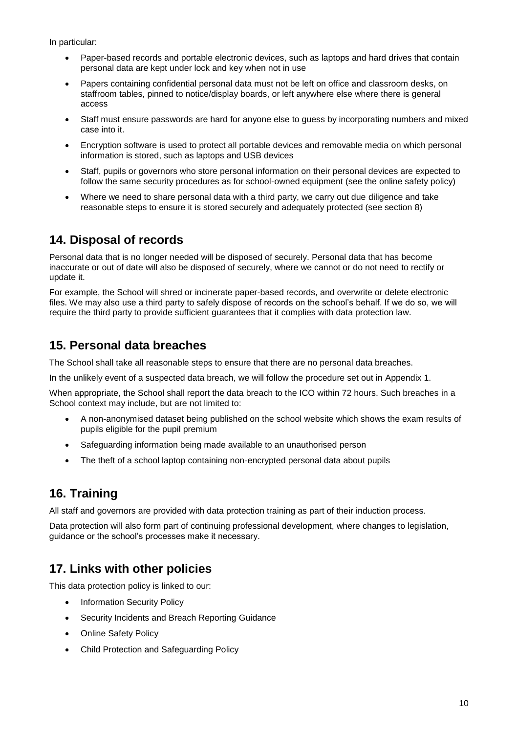In particular:

- Paper-based records and portable electronic devices, such as laptops and hard drives that contain personal data are kept under lock and key when not in use
- Papers containing confidential personal data must not be left on office and classroom desks, on staffroom tables, pinned to notice/display boards, or left anywhere else where there is general access
- Staff must ensure passwords are hard for anyone else to guess by incorporating numbers and mixed case into it.
- Encryption software is used to protect all portable devices and removable media on which personal information is stored, such as laptops and USB devices
- Staff, pupils or governors who store personal information on their personal devices are expected to follow the same security procedures as for school-owned equipment (see the online safety policy)
- Where we need to share personal data with a third party, we carry out due diligence and take reasonable steps to ensure it is stored securely and adequately protected (see section 8)

## 14. Disposal of records

Personal data that is no longer needed will be disposed of securely. Personal data that has become inaccurate or out of date will also be disposed of securely, where we cannot or do not need to rectify or update it.

For example, the School will shred or incinerate paper-based records, and overwrite or delete electronic files. We may also use a third party to safely dispose of records on the school's behalf. If we do so, we will require the third party to provide sufficient guarantees that it complies with data protection law.

## 15. Personal data breaches

The School shall take all reasonable steps to ensure that there are no personal data breaches.

In the unlikely event of a suspected data breach, we will follow the procedure set out in Appendix 1.

When appropriate, the School shall report the data breach to the ICO within 72 hours. Such breaches in a School context may include, but are not limited to:

- A non-anonymised dataset being published on the school website which shows the exam results of pupils eligible for the pupil premium
- Safeguarding information being made available to an unauthorised person
- The theft of a school laptop containing non-encrypted personal data about pupils

## 16. Training

All staff and governors are provided with data protection training as part of their induction process.

Data protection will also form part of continuing professional development, where changes to legislation, guidance or the school's processes make it necessary.

## 17. Links with other policies

This data protection policy is linked to our:

- Information Security Policy
- Security Incidents and Breach Reporting Guidance
- Online Safety Policy
- Child Protection and Safeguarding Policy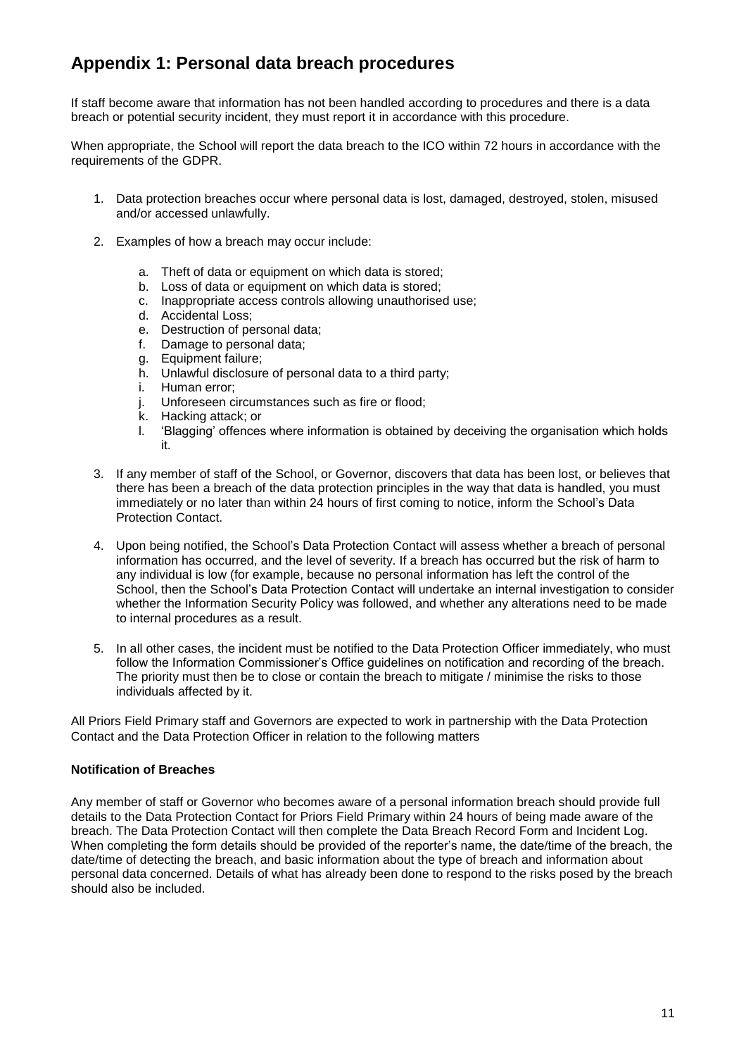## Appendix 1: Personal data breach procedures

If staff become aware that information has not been handled according to procedures and there is a data breach or potential security incident, they must report it in accordance with this procedure.

When appropriate, the School will report the data breach to the ICO within 72 hours in accordance with the requirements of the GDPR.

1. Data protection breaches occur where personal data is lost, damaged, destroyed, stolen, misused and/or accessed unlawfully.

2. Examples of how a breach may occur include:

   a. Theft of data or equipment on which data is stored;
   b. Loss of data or equipment on which data is stored;
   c. Inappropriate access controls allowing unauthorised use;
   d. Accidental Loss;
   e. Destruction of personal data;
   f. Damage to personal data;
   g. Equipment failure;
   h. Unlawful disclosure of personal data to a third party;
   i. Human error;
   j. Unforeseen circumstances such as fire or flood;
   k. Hacking attack; or
   l. 'Blagging' offences where information is obtained by deceiving the organisation which holds it.

3. If any member of staff of the School, or Governor, discovers that data has been lost, or believes that there has been a breach of the data protection principles in the way that data is handled, you must immediately or no later than within 24 hours of first coming to notice, inform the School's Data Protection Contact.

4. Upon being notified, the School's Data Protection Contact will assess whether a breach of personal information has occurred, and the level of severity. If a breach has occurred but the risk of harm to any individual is low (for example, because no personal information has left the control of the School, then the School's Data Protection Contact will undertake an internal investigation to consider whether the Information Security Policy was followed, and whether any alterations need to be made to internal procedures as a result.

5. In all other cases, the incident must be notified to the Data Protection Officer immediately, who must follow the Information Commissioner's Office guidelines on notification and recording of the breach. The priority must then be to close or contain the breach to mitigate / minimise the risks to those individuals affected by it.

All Priors Field Primary staff and Governors are expected to work in partnership with the Data Protection Contact and the Data Protection Officer in relation to the following matters

**Notification of Breaches**

Any member of staff or Governor who becomes aware of a personal information breach should provide full details to the Data Protection Contact for Priors Field Primary within 24 hours of being made aware of the breach. The Data Protection Contact will then complete the Data Breach Record Form and Incident Log. When completing the form details should be provided of the reporter's name, the date/time of the breach, the date/time of detecting the breach, and basic information about the type of breach and information about personal data concerned. Details of what has already been done to respond to the risks posed by the breach should also be included.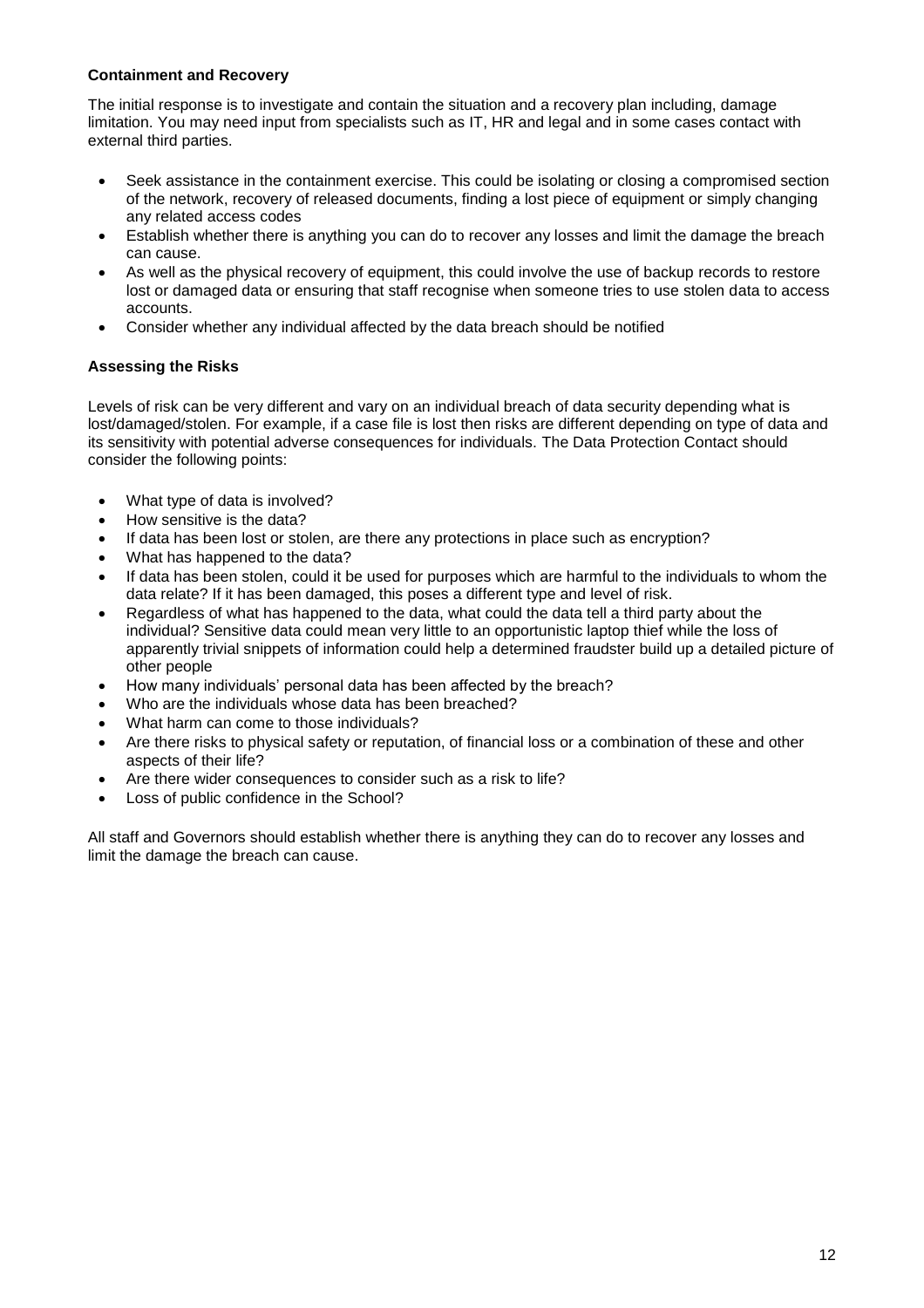**Containment and Recovery**

The initial response is to investigate and contain the situation and a recovery plan including, damage limitation. You may need input from specialists such as IT, HR and legal and in some cases contact with external third parties.

- Seek assistance in the containment exercise. This could be isolating or closing a compromised section of the network, recovery of released documents, finding a lost piece of equipment or simply changing any related access codes
- Establish whether there is anything you can do to recover any losses and limit the damage the breach can cause.
- As well as the physical recovery of equipment, this could involve the use of backup records to restore lost or damaged data or ensuring that staff recognise when someone tries to use stolen data to access accounts.
- Consider whether any individual affected by the data breach should be notified

**Assessing the Risks**

Levels of risk can be very different and vary on an individual breach of data security depending what is lost/damaged/stolen. For example, if a case file is lost then risks are different depending on type of data and its sensitivity with potential adverse consequences for individuals. The Data Protection Contact should consider the following points:

- What type of data is involved?
- How sensitive is the data?
- If data has been lost or stolen, are there any protections in place such as encryption?
- What has happened to the data?
- If data has been stolen, could it be used for purposes which are harmful to the individuals to whom the data relate? If it has been damaged, this poses a different type and level of risk.
- Regardless of what has happened to the data, what could the data tell a third party about the individual? Sensitive data could mean very little to an opportunistic laptop thief while the loss of apparently trivial snippets of information could help a determined fraudster build up a detailed picture of other people
- How many individuals' personal data has been affected by the breach?
- Who are the individuals whose data has been breached?
- What harm can come to those individuals?
- Are there risks to physical safety or reputation, of financial loss or a combination of these and other aspects of their life?
- Are there wider consequences to consider such as a risk to life?
- Loss of public confidence in the School?

All staff and Governors should establish whether there is anything they can do to recover any losses and limit the damage the breach can cause.